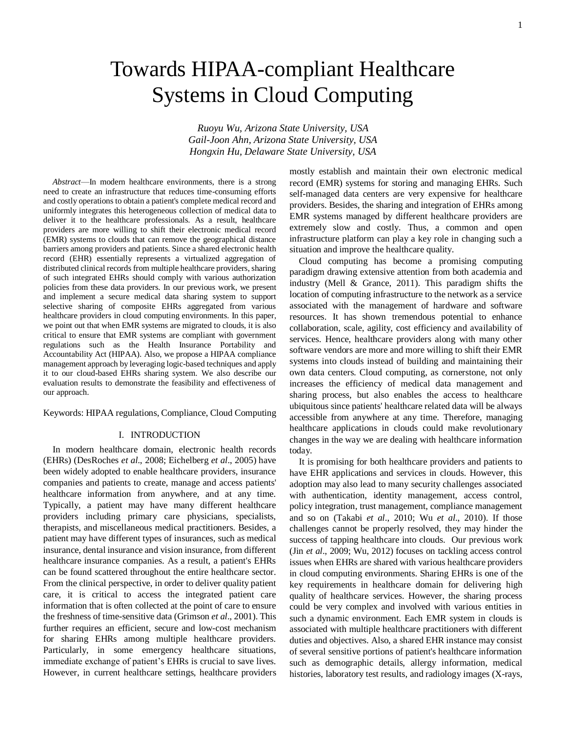# Towards HIPAA-compliant Healthcare Systems in Cloud Computing

*Ruoyu Wu, Arizona State University, USA*
*Gail-Joon Ahn, Arizona State University, USA*
*Hongxin Hu, Delaware State University, USA*

*Abstract*—In modern healthcare environments, there is a strong need to create an infrastructure that reduces time-consuming efforts and costly operations to obtain a patient's complete medical record and uniformly integrates this heterogeneous collection of medical data to deliver it to the healthcare professionals. As a result, healthcare providers are more willing to shift their electronic medical record (EMR) systems to clouds that can remove the geographical distance barriers among providers and patients. Since a shared electronic health record (EHR) essentially represents a virtualized aggregation of distributed clinical records from multiple healthcare providers, sharing of such integrated EHRs should comply with various authorization policies from these data providers. In our previous work, we present and implement a secure medical data sharing system to support selective sharing of composite EHRs aggregated from various healthcare providers in cloud computing environments. In this paper, we point out that when EMR systems are migrated to clouds, it is also critical to ensure that EMR systems are compliant with government regulations such as the Health Insurance Portability and Accountability Act (HIPAA). Also, we propose a HIPAA compliance management approach by leveraging logic-based techniques and apply it to our cloud-based EHRs sharing system. We also describe our evaluation results to demonstrate the feasibility and effectiveness of our approach.

Keywords: HIPAA regulations, Compliance, Cloud Computing

## I. INTRODUCTION

In modern healthcare domain, electronic health records (EHRs) (DesRoches *et al*., 2008; Eichelberg *et al*., 2005) have been widely adopted to enable healthcare providers, insurance companies and patients to create, manage and access patients' healthcare information from anywhere, and at any time. Typically, a patient may have many different healthcare providers including primary care physicians, specialists, therapists, and miscellaneous medical practitioners. Besides, a patient may have different types of insurances, such as medical insurance, dental insurance and vision insurance, from different healthcare insurance companies. As a result, a patient's EHRs can be found scattered throughout the entire healthcare sector. From the clinical perspective, in order to deliver quality patient care, it is critical to access the integrated patient care information that is often collected at the point of care to ensure the freshness of time-sensitive data (Grimson *et al*., 2001). This further requires an efficient, secure and low-cost mechanism for sharing EHRs among multiple healthcare providers. Particularly, in some emergency healthcare situations, immediate exchange of patient's EHRs is crucial to save lives. However, in current healthcare settings, healthcare providers mostly establish and maintain their own electronic medical record (EMR) systems for storing and managing EHRs. Such self-managed data centers are very expensive for healthcare providers. Besides, the sharing and integration of EHRs among EMR systems managed by different healthcare providers are extremely slow and costly. Thus, a common and open infrastructure platform can play a key role in changing such a situation and improve the healthcare quality.

Cloud computing has become a promising computing paradigm drawing extensive attention from both academia and industry (Mell & Grance, 2011). This paradigm shifts the location of computing infrastructure to the network as a service associated with the management of hardware and software resources. It has shown tremendous potential to enhance collaboration, scale, agility, cost efficiency and availability of services. Hence, healthcare providers along with many other software vendors are more and more willing to shift their EMR systems into clouds instead of building and maintaining their own data centers. Cloud computing, as cornerstone, not only increases the efficiency of medical data management and sharing process, but also enables the access to healthcare ubiquitous since patients' healthcare related data will be always accessible from anywhere at any time. Therefore, managing healthcare applications in clouds could make revolutionary changes in the way we are dealing with healthcare information today.

It is promising for both healthcare providers and patients to have EHR applications and services in clouds. However, this adoption may also lead to many security challenges associated with authentication, identity management, access control, policy integration, trust management, compliance management and so on (Takabi *et al*., 2010; Wu *et al*., 2010). If those challenges cannot be properly resolved, they may hinder the success of tapping healthcare into clouds. Our previous work (Jin *et al*., 2009; Wu, 2012) focuses on tackling access control issues when EHRs are shared with various healthcare providers in cloud computing environments. Sharing EHRs is one of the key requirements in healthcare domain for delivering high quality of healthcare services. However, the sharing process could be very complex and involved with various entities in such a dynamic environment. Each EMR system in clouds is associated with multiple healthcare practitioners with different duties and objectives. Also, a shared EHR instance may consist of several sensitive portions of patient's healthcare information such as demographic details, allergy information, medical histories, laboratory test results, and radiology images (X-rays,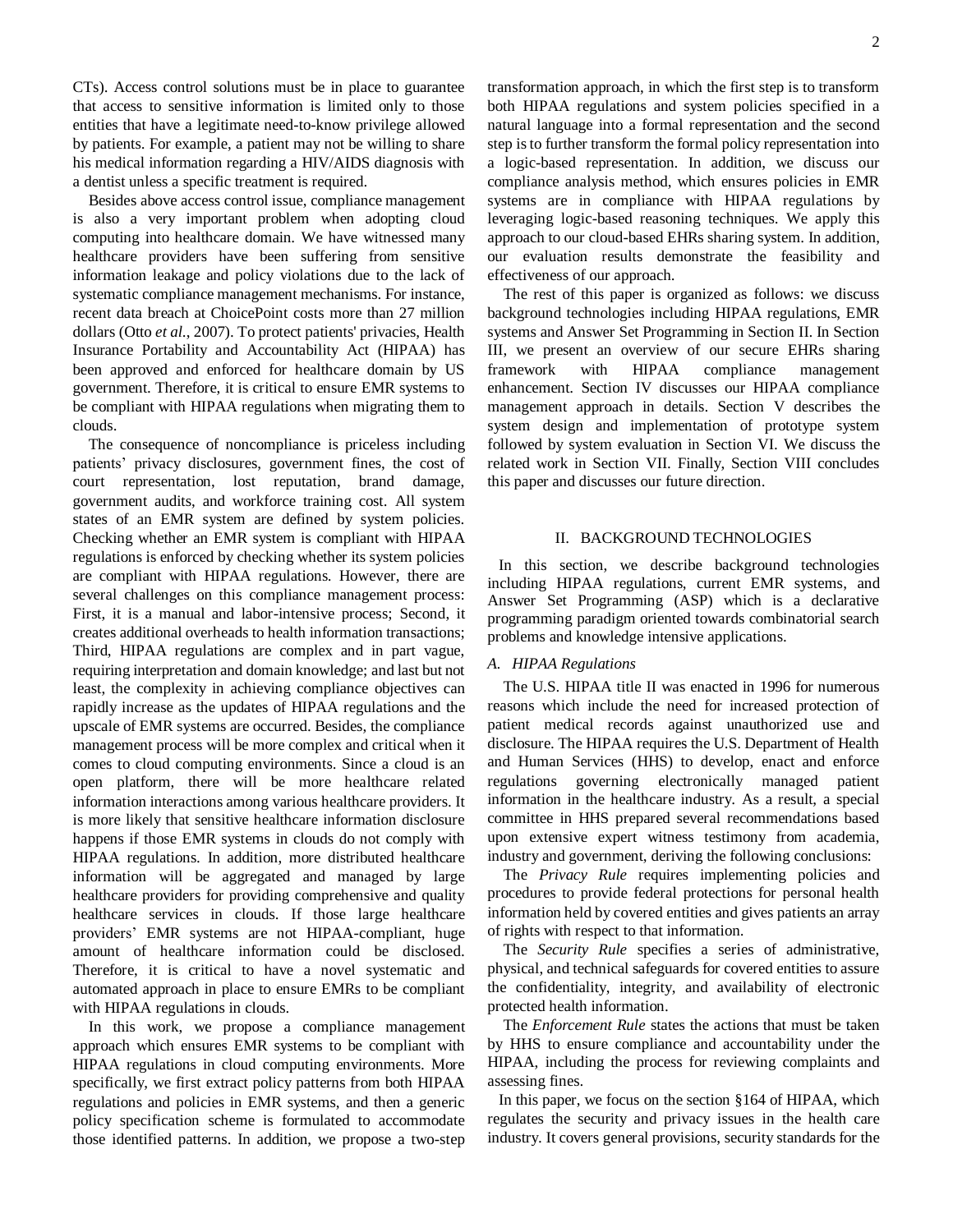CTs). Access control solutions must be in place to guarantee that access to sensitive information is limited only to those entities that have a legitimate need-to-know privilege allowed by patients. For example, a patient may not be willing to share his medical information regarding a HIV/AIDS diagnosis with a dentist unless a specific treatment is required.

Besides above access control issue, compliance management is also a very important problem when adopting cloud computing into healthcare domain. We have witnessed many healthcare providers have been suffering from sensitive information leakage and policy violations due to the lack of systematic compliance management mechanisms. For instance, recent data breach at ChoicePoint costs more than 27 million dollars (Otto *et al.*, 2007). To protect patients' privacies, Health Insurance Portability and Accountability Act (HIPAA) has been approved and enforced for healthcare domain by US government. Therefore, it is critical to ensure EMR systems to be compliant with HIPAA regulations when migrating them to clouds.

The consequence of noncompliance is priceless including patients' privacy disclosures, government fines, the cost of court representation, lost reputation, brand damage, government audits, and workforce training cost. All system states of an EMR system are defined by system policies. Checking whether an EMR system is compliant with HIPAA regulations is enforced by checking whether its system policies are compliant with HIPAA regulations. However, there are several challenges on this compliance management process: First, it is a manual and labor-intensive process; Second, it creates additional overheads to health information transactions; Third, HIPAA regulations are complex and in part vague, requiring interpretation and domain knowledge; and last but not least, the complexity in achieving compliance objectives can rapidly increase as the updates of HIPAA regulations and the upscale of EMR systems are occurred. Besides, the compliance management process will be more complex and critical when it comes to cloud computing environments. Since a cloud is an open platform, there will be more healthcare related information interactions among various healthcare providers. It is more likely that sensitive healthcare information disclosure happens if those EMR systems in clouds do not comply with HIPAA regulations. In addition, more distributed healthcare information will be aggregated and managed by large healthcare providers for providing comprehensive and quality healthcare services in clouds. If those large healthcare providers' EMR systems are not HIPAA-compliant, huge amount of healthcare information could be disclosed. Therefore, it is critical to have a novel systematic and automated approach in place to ensure EMRs to be compliant with HIPAA regulations in clouds.

In this work, we propose a compliance management approach which ensures EMR systems to be compliant with HIPAA regulations in cloud computing environments. More specifically, we first extract policy patterns from both HIPAA regulations and policies in EMR systems, and then a generic policy specification scheme is formulated to accommodate those identified patterns. In addition, we propose a two-step transformation approach, in which the first step is to transform both HIPAA regulations and system policies specified in a natural language into a formal representation and the second step is to further transform the formal policy representation into a logic-based representation. In addition, we discuss our compliance analysis method, which ensures policies in EMR systems are in compliance with HIPAA regulations by leveraging logic-based reasoning techniques. We apply this approach to our cloud-based EHRs sharing system. In addition, our evaluation results demonstrate the feasibility and effectiveness of our approach.

The rest of this paper is organized as follows: we discuss background technologies including HIPAA regulations, EMR systems and Answer Set Programming in Section II. In Section III, we present an overview of our secure EHRs sharing framework with HIPAA compliance management enhancement. Section IV discusses our HIPAA compliance management approach in details. Section V describes the system design and implementation of prototype system followed by system evaluation in Section VI. We discuss the related work in Section VII. Finally, Section VIII concludes this paper and discusses our future direction.

## II. Background Technologies

In this section, we describe background technologies including HIPAA regulations, current EMR systems, and Answer Set Programming (ASP) which is a declarative programming paradigm oriented towards combinatorial search problems and knowledge intensive applications.

### A. HIPAA Regulations

The U.S. HIPAA title II was enacted in 1996 for numerous reasons which include the need for increased protection of patient medical records against unauthorized use and disclosure. The HIPAA requires the U.S. Department of Health and Human Services (HHS) to develop, enact and enforce regulations governing electronically managed patient information in the healthcare industry. As a result, a special committee in HHS prepared several recommendations based upon extensive expert witness testimony from academia, industry and government, deriving the following conclusions:

The *Privacy Rule* requires implementing policies and procedures to provide federal protections for personal health information held by covered entities and gives patients an array of rights with respect to that information.

The *Security Rule* specifies a series of administrative, physical, and technical safeguards for covered entities to assure the confidentiality, integrity, and availability of electronic protected health information.

The *Enforcement Rule* states the actions that must be taken by HHS to ensure compliance and accountability under the HIPAA, including the process for reviewing complaints and assessing fines.

In this paper, we focus on the section §164 of HIPAA, which regulates the security and privacy issues in the health care industry. It covers general provisions, security standards for the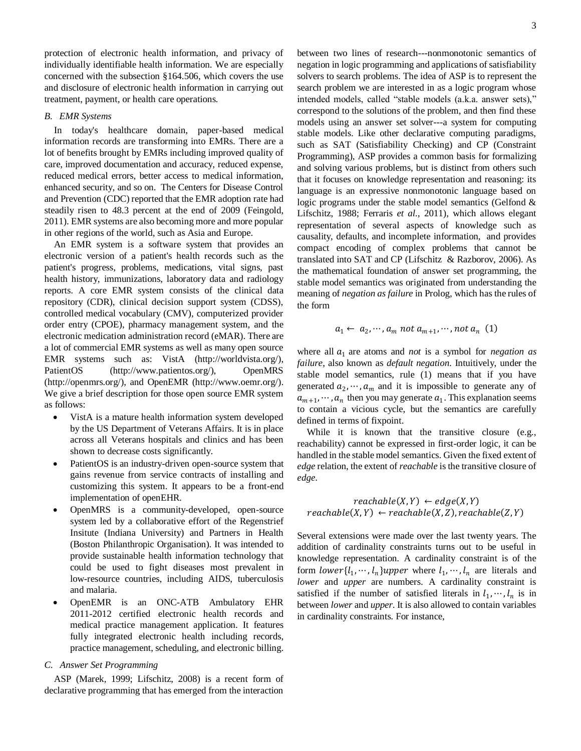protection of electronic health information, and privacy of individually identifiable health information. We are especially concerned with the subsection §164.506, which covers the use and disclosure of electronic health information in carrying out treatment, payment, or health care operations.

### B. *EMR Systems*

In today's healthcare domain, paper-based medical information records are transforming into EMRs. There are a lot of benefits brought by EMRs including improved quality of care, improved documentation and accuracy, reduced expense, reduced medical errors, better access to medical information, enhanced security, and so on. The Centers for Disease Control and Prevention (CDC) reported that the EMR adoption rate had steadily risen to 48.3 percent at the end of 2009 (Feingold, 2011). EMR systems are also becoming more and more popular in other regions of the world, such as Asia and Europe.

An EMR system is a software system that provides an electronic version of a patient's health records such as the patient's progress, problems, medications, vital signs, past health history, immunizations, laboratory data and radiology reports. A core EMR system consists of the clinical data repository (CDR), clinical decision support system (CDSS), controlled medical vocabulary (CMV), computerized provider order entry (CPOE), pharmacy management system, and the electronic medication administration record (eMAR). There are a lot of commercial EMR systems as well as many open source EMR systems such as: VistA (http://worldvista.org/), PatientOS (http://www.patientos.org/), OpenMRS (http://openmrs.org/), and OpenEMR (http://www.oemr.org/). We give a brief description for those open source EMR system as follows:

- VistA is a mature health information system developed by the US Department of Veterans Affairs. It is in place across all Veterans hospitals and clinics and has been shown to decrease costs significantly.
- PatientOS is an industry-driven open-source system that gains revenue from service contracts of installing and customizing this system. It appears to be a front-end implementation of openEHR.
- OpenMRS is a community-developed, open-source system led by a collaborative effort of the Regenstrief Insitute (Indiana University) and Partners in Health (Boston Philanthropic Organisation). It was intended to provide sustainable health information technology that could be used to fight diseases most prevalent in low-resource countries, including AIDS, tuberculosis and malaria.
- OpenEMR is an ONC-ATB Ambulatory EHR 2011-2012 certified electronic health records and medical practice management application. It features fully integrated electronic health including records, practice management, scheduling, and electronic billing.

### C. *Answer Set Programming*

ASP (Marek, 1999; Lifschitz, 2008) is a recent form of declarative programming that has emerged from the interaction between two lines of research---nonmonotonic semantics of negation in logic programming and applications of satisfiability solvers to search problems. The idea of ASP is to represent the search problem we are interested in as a logic program whose intended models, called "stable models (a.k.a. answer sets)," correspond to the solutions of the problem, and then find these models using an answer set solver---a system for computing stable models. Like other declarative computing paradigms, such as SAT (Satisfiability Checking) and CP (Constraint Programming), ASP provides a common basis for formalizing and solving various problems, but is distinct from others such that it focuses on knowledge representation and reasoning: its language is an expressive nonmonotonic language based on logic programs under the stable model semantics (Gelfond & Lifschitz, 1988; Ferraris *et al.*, 2011), which allows elegant representation of several aspects of knowledge such as causality, defaults, and incomplete information, and provides compact encoding of complex problems that cannot be translated into SAT and CP (Lifschitz & Razborov, 2006). As the mathematical foundation of answer set programming, the stable model semantics was originated from understanding the meaning of *negation as failure* in Prolog, which has the rules of the form

$$a_1 \leftarrow a_2, \cdots, a_m \; not \; a_{m+1}, \cdots, not \; a_n \quad (1)$$

where all $a_1$ are atoms and *not* is a symbol for *negation as failure*, also known as *default negation*. Intuitively, under the stable model semantics, rule (1) means that if you have generated $a_2, \cdots, a_m$ and it is impossible to generate any of $a_{m+1}, \cdots, a_n$ then you may generate $a_1$. This explanation seems to contain a vicious cycle, but the semantics are carefully defined in terms of fixpoint.

While it is known that the transitive closure (e.g., reachability) cannot be expressed in first-order logic, it can be handled in the stable model semantics. Given the fixed extent of *edge* relation, the extent of *reachable* is the transitive closure of *edge*.

$$reachable(X, Y) \leftarrow edge(X, Y)$$
$$reachable(X, Y) \leftarrow reachable(X, Z), reachable(Z, Y)$$

Several extensions were made over the last twenty years. The addition of cardinality constraints turns out to be useful in knowledge representation. A cardinality constraint is of the form $lower\{l_1, \cdots, l_n\}upper$ where $l_1, \cdots, l_n$ are literals and *lower* and *upper* are numbers. A cardinality constraint is satisfied if the number of satisfied literals in $l_1, \cdots, l_n$ is in between *lower* and *upper*. It is also allowed to contain variables in cardinality constraints. For instance,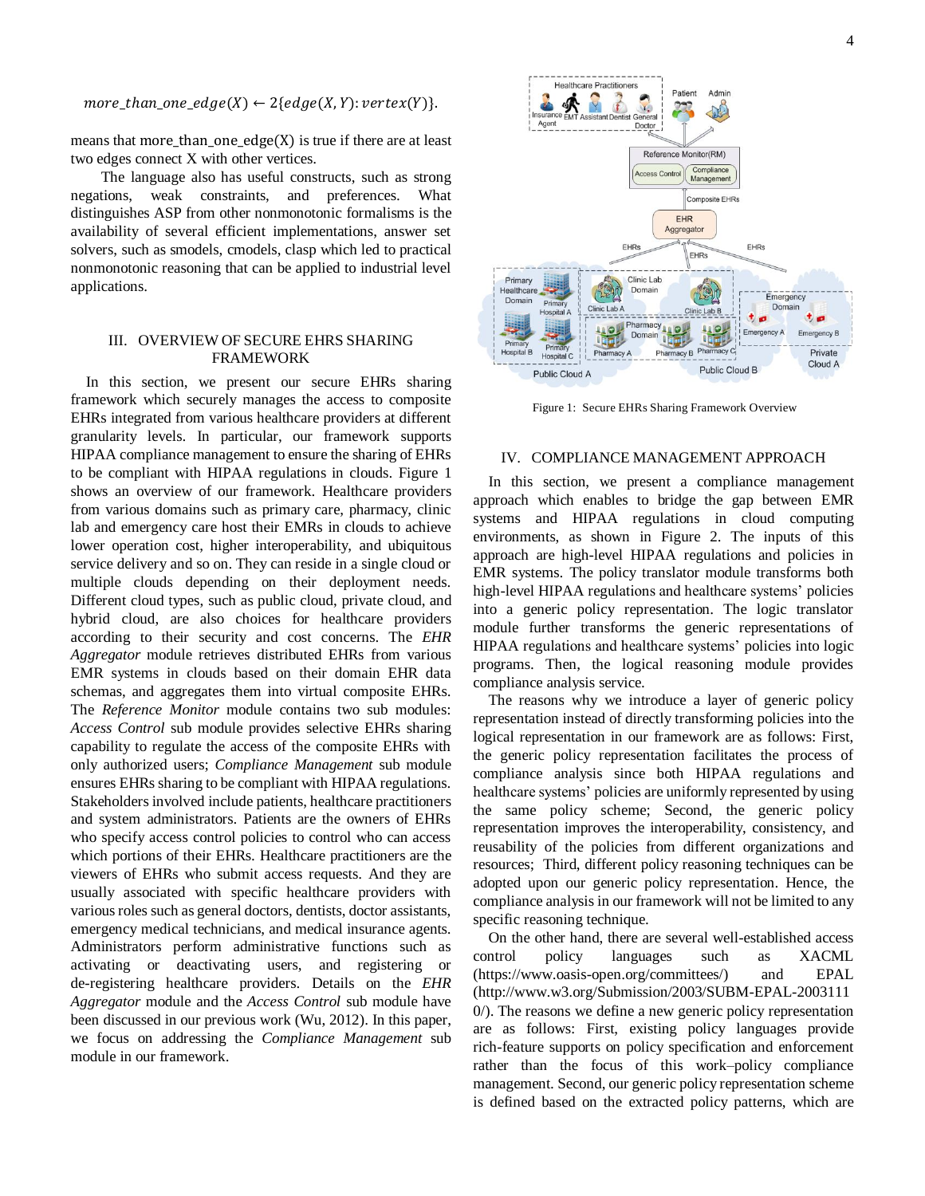$$more\_than\_one\_edge(X) \leftarrow 2\{edge(X,Y): vertex(Y)\}.$$

means that more_than_one_edge(X) is true if there are at least two edges connect X with other vertices.

The language also has useful constructs, such as strong negations, weak constraints, and preferences. What distinguishes ASP from other nonmonotonic formalisms is the availability of several efficient implementations, answer set solvers, such as smodels, cmodels, clasp which led to practical nonmonotonic reasoning that can be applied to industrial level applications.

## III. OVERVIEW OF SECURE EHRS SHARING FRAMEWORK

In this section, we present our secure EHRs sharing framework which securely manages the access to composite EHRs integrated from various healthcare providers at different granularity levels. In particular, our framework supports HIPAA compliance management to ensure the sharing of EHRs to be compliant with HIPAA regulations in clouds. Figure 1 shows an overview of our framework. Healthcare providers from various domains such as primary care, pharmacy, clinic lab and emergency care host their EMRs in clouds to achieve lower operation cost, higher interoperability, and ubiquitous service delivery and so on. They can reside in a single cloud or multiple clouds depending on their deployment needs. Different cloud types, such as public cloud, private cloud, and hybrid cloud, are also choices for healthcare providers according to their security and cost concerns. The *EHR Aggregator* module retrieves distributed EHRs from various EMR systems in clouds based on their domain EHR data schemas, and aggregates them into virtual composite EHRs. The *Reference Monitor* module contains two sub modules: *Access Control* sub module provides selective EHRs sharing capability to regulate the access of the composite EHRs with only authorized users; *Compliance Management* sub module ensures EHRs sharing to be compliant with HIPAA regulations. Stakeholders involved include patients, healthcare practitioners and system administrators. Patients are the owners of EHRs who specify access control policies to control who can access which portions of their EHRs. Healthcare practitioners are the viewers of EHRs who submit access requests. And they are usually associated with specific healthcare providers with various roles such as general doctors, dentists, doctor assistants, emergency medical technicians, and medical insurance agents. Administrators perform administrative functions such as activating or deactivating users, and registering or de-registering healthcare providers. Details on the *EHR Aggregator* module and the *Access Control* sub module have been discussed in our previous work (Wu, 2012). In this paper, we focus on addressing the *Compliance Management* sub module in our framework.

Figure 1: Secure EHRs Sharing Framework Overview

## IV. COMPLIANCE MANAGEMENT APPROACH

In this section, we present a compliance management approach which enables to bridge the gap between EMR systems and HIPAA regulations in cloud computing environments, as shown in Figure 2. The inputs of this approach are high-level HIPAA regulations and policies in EMR systems. The policy translator module transforms both high-level HIPAA regulations and healthcare systems' policies into a generic policy representation. The logic translator module further transforms the generic representations of HIPAA regulations and healthcare systems' policies into logic programs. Then, the logical reasoning module provides compliance analysis service.

The reasons why we introduce a layer of generic policy representation instead of directly transforming policies into the logical representation in our framework are as follows: First, the generic policy representation facilitates the process of compliance analysis since both HIPAA regulations and healthcare systems' policies are uniformly represented by using the same policy scheme; Second, the generic policy representation improves the interoperability, consistency, and reusability of the policies from different organizations and resources; Third, different policy reasoning techniques can be adopted upon our generic policy representation. Hence, the compliance analysis in our framework will not be limited to any specific reasoning technique.

On the other hand, there are several well-established access control policy languages such as XACML (https://www.oasis-open.org/committees/) and EPAL (http://www.w3.org/Submission/2003/SUBM-EPAL-20031110/). The reasons we define a new generic policy representation are as follows: First, existing policy languages provide rich-feature supports on policy specification and enforcement rather than the focus of this work–policy compliance management. Second, our generic policy representation scheme is defined based on the extracted policy patterns, which are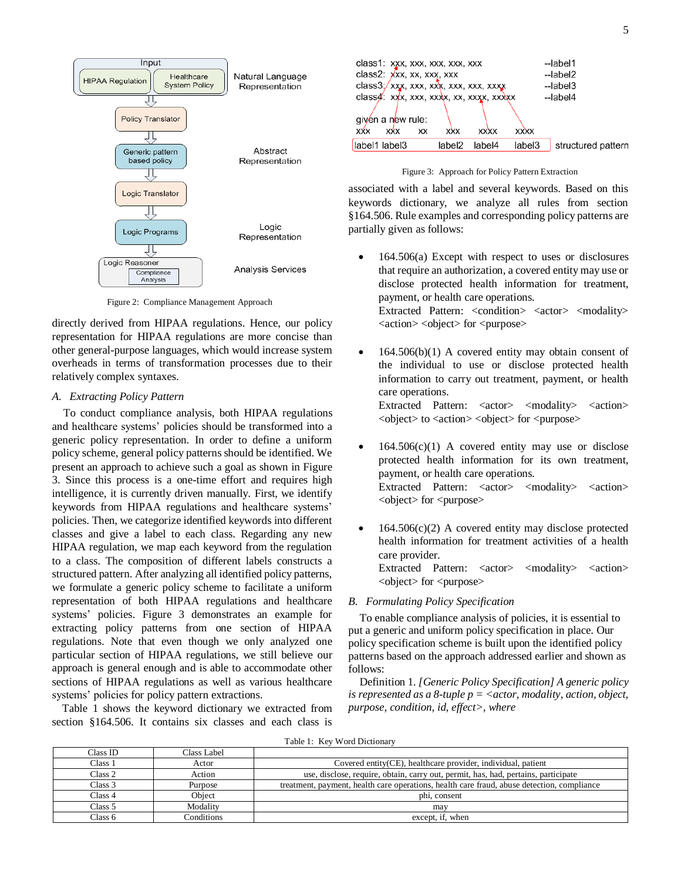Figure 2: Compliance Management Approach

directly derived from HIPAA regulations. Hence, our policy representation for HIPAA regulations are more concise than other general-purpose languages, which would increase system overheads in terms of transformation processes due to their relatively complex syntaxes.

### A. Extracting Policy Pattern

To conduct compliance analysis, both HIPAA regulations and healthcare systems' policies should be transformed into a generic policy representation. In order to define a uniform policy scheme, general policy patterns should be identified. We present an approach to achieve such a goal as shown in Figure 3. Since this process is a one-time effort and requires high intelligence, it is currently driven manually. First, we identify keywords from HIPAA regulations and healthcare systems' policies. Then, we categorize identified keywords into different classes and give a label to each class. Regarding any new HIPAA regulation, we map each keyword from the regulation to a class. The composition of different labels constructs a structured pattern. After analyzing all identified policy patterns, we formulate a generic policy scheme to facilitate a uniform representation of both HIPAA regulations and healthcare systems' policies. Figure 3 demonstrates an example for extracting policy patterns from one section of HIPAA regulations. Note that even though we only analyzed one particular section of HIPAA regulations, we still believe our approach is general enough and is able to accommodate other sections of HIPAA regulations as well as various healthcare systems' policies for policy pattern extractions.

Table 1 shows the keyword dictionary we extracted from section §164.506. It contains six classes and each class is

Figure 3: Approach for Policy Pattern Extraction

associated with a label and several keywords. Based on this keywords dictionary, we analyze all rules from section §164.506. Rule examples and corresponding policy patterns are partially given as follows:

- 164.506(a) Except with respect to uses or disclosures that require an authorization, a covered entity may use or disclose protected health information for treatment, payment, or health care operations.
  Extracted Pattern: <condition> <actor> <modality> <action> <object> for <purpose>

- 164.506(b)(1) A covered entity may obtain consent of the individual to use or disclose protected health information to carry out treatment, payment, or health care operations.
  Extracted Pattern: <actor> <modality> <action> <object> to <action> <object> for <purpose>

- 164.506(c)(1) A covered entity may use or disclose protected health information for its own treatment, payment, or health care operations.
  Extracted Pattern: <actor> <modality> <action> <object> for <purpose>

- 164.506(c)(2) A covered entity may disclose protected health information for treatment activities of a health care provider.
  Extracted Pattern: <actor> <modality> <action> <object> for <purpose>

### B. Formulating Policy Specification

To enable compliance analysis of policies, it is essential to put a generic and uniform policy specification in place. Our policy specification scheme is built upon the identified policy patterns based on the approach addressed earlier and shown as follows:

Definition 1. *[Generic Policy Specification] A generic policy is represented as a 8-tuple p = <actor, modality, action, object, purpose, condition, id, effect>, where*

Table 1: Key Word Dictionary

| Class ID | Class Label | |
|---|---|---|
| Class 1 | Actor | Covered entity(CE), healthcare provider, individual, patient |
| Class 2 | Action | use, disclose, require, obtain, carry out, permit, has, had, pertains, participate |
| Class 3 | Purpose | treatment, payment, health care operations, health care fraud, abuse detection, compliance |
| Class 4 | Object | phi, consent |
| Class 5 | Modality | may |
| Class 6 | Conditions | except, if, when |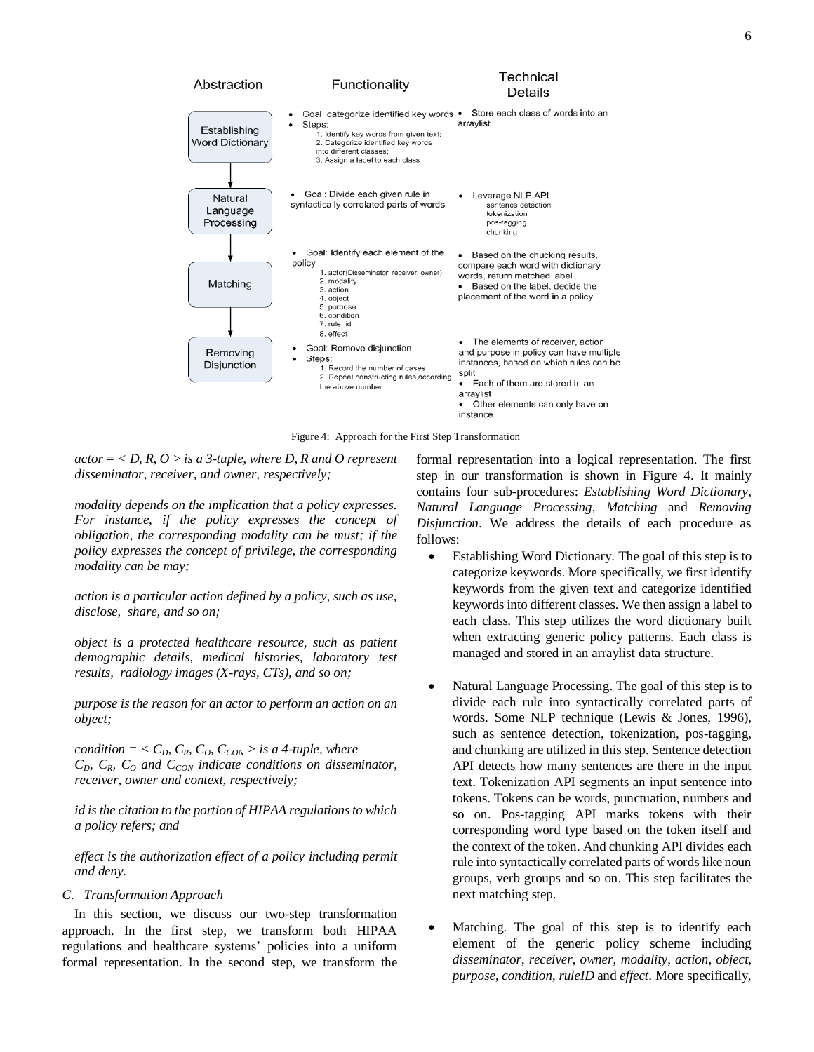| Abstraction | Functionality | Technical Details |
|---|---|---|
| Establishing Word Dictionary | • Goal: categorize identified key words<br>• Steps:<br>1. Identify key words from given text;<br>2. Categorize identified key words into different classes;<br>3. Assign a label to each class | • Store each class of words into an arraylist |
| Natural Language Processing | • Goal: Divide each given rule in syntactically correlated parts of words | • Leverage NLP API<br>sentence detection<br>tokenization<br>pos-tagging<br>chunking |
| Matching | • Goal: Identify each element of the policy<br>1. actor(Disseminator, receiver, owner)<br>2. modality<br>3. action<br>4. object<br>5. purpose<br>6. condition<br>7. rule_id<br>8. effect | • Based on the chucking results, compare each word with dictionary words, return matched label<br>• Based on the label, decide the placement of the word in a policy |
| Removing Disjunction | • Goal: Remove disjunction<br>• Steps:<br>1. Record the number of cases<br>2. Repeat constructing rules according the above number | • The elements of receiver, action and purpose in policy can have multiple instances, based on which rules can be split<br>• Each of them are stored in an arraylist<br>• Other elements can only have on instance. |

Figure 4: Approach for the First Step Transformation

*actor = < D, R, O > is a 3-tuple, where D, R and O represent disseminator, receiver, and owner, respectively;*

*modality depends on the implication that a policy expresses. For instance, if the policy expresses the concept of obligation, the corresponding modality can be must; if the policy expresses the concept of privilege, the corresponding modality can be may;*

*action is a particular action defined by a policy, such as use, disclose, share, and so on;*

*object is a protected healthcare resource, such as patient demographic details, medical histories, laboratory test results, radiology images (X-rays, CTs), and so on;*

*purpose is the reason for an actor to perform an action on an object;*

*condition* = $< C_D, C_R, C_O, C_{CON} >$ *is a 4-tuple, where* $C_D$, $C_R$, $C_O$ *and* $C_{CON}$ *indicate conditions on disseminator, receiver, owner and context, respectively;*

*id is the citation to the portion of HIPAA regulations to which a policy refers; and*

*effect is the authorization effect of a policy including permit and deny.*

### C. Transformation Approach

In this section, we discuss our two-step transformation approach. In the first step, we transform both HIPAA regulations and healthcare systems' policies into a uniform formal representation. In the second step, we transform the formal representation into a logical representation. The first step in our transformation is shown in Figure 4. It mainly contains four sub-procedures: *Establishing Word Dictionary*, *Natural Language Processing*, *Matching* and *Removing Disjunction*. We address the details of each procedure as follows:

- Establishing Word Dictionary. The goal of this step is to categorize keywords. More specifically, we first identify keywords from the given text and categorize identified keywords into different classes. We then assign a label to each class. This step utilizes the word dictionary built when extracting generic policy patterns. Each class is managed and stored in an arraylist data structure.

- Natural Language Processing. The goal of this step is to divide each rule into syntactically correlated parts of words. Some NLP technique (Lewis & Jones, 1996), such as sentence detection, tokenization, pos-tagging, and chunking are utilized in this step. Sentence detection API detects how many sentences are there in the input text. Tokenization API segments an input sentence into tokens. Tokens can be words, punctuation, numbers and so on. Pos-tagging API marks tokens with their corresponding word type based on the token itself and the context of the token. And chunking API divides each rule into syntactically correlated parts of words like noun groups, verb groups and so on. This step facilitates the next matching step.

- Matching. The goal of this step is to identify each element of the generic policy scheme including *disseminator*, *receiver*, *owner*, *modality*, *action*, *object*, *purpose*, *condition*, *ruleID* and *effect*. More specifically,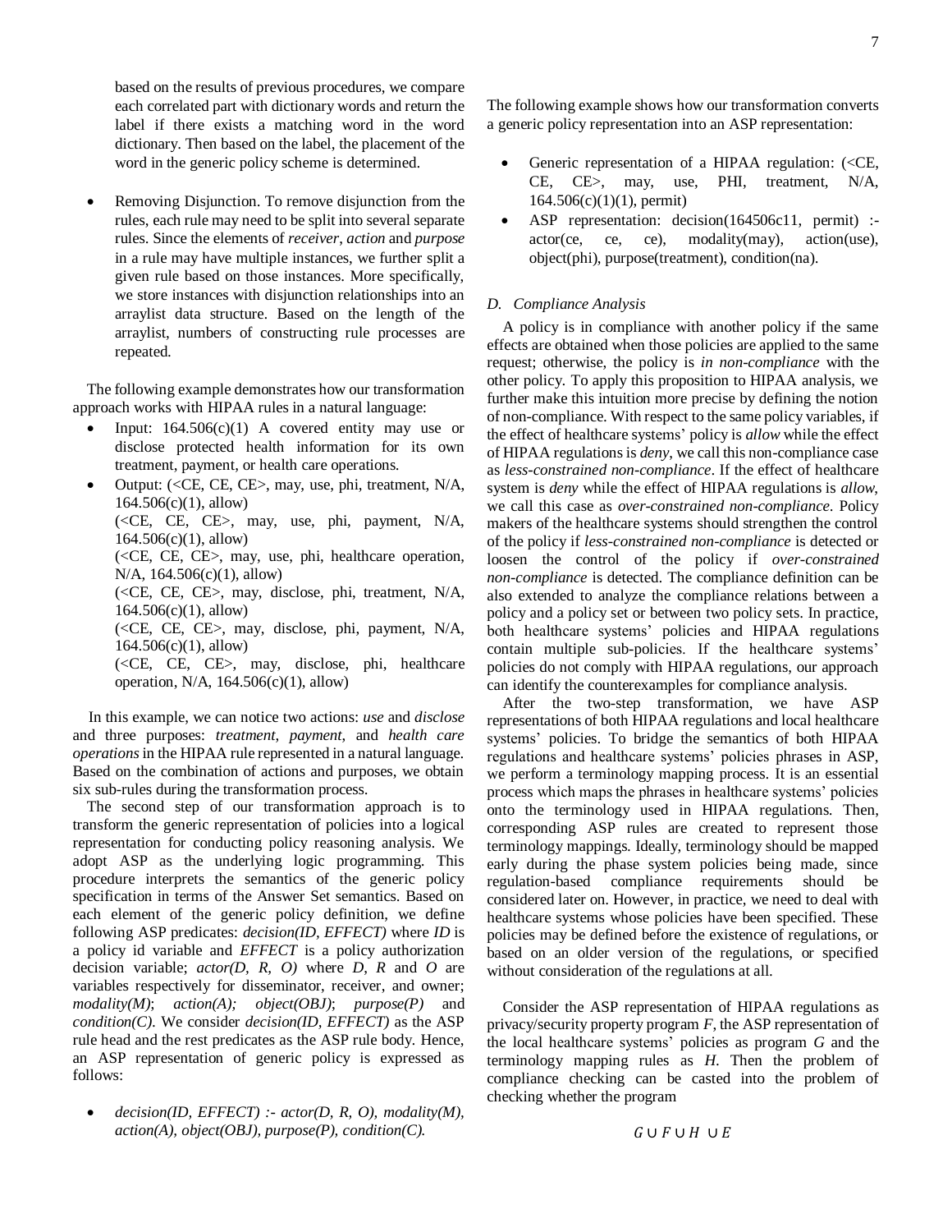based on the results of previous procedures, we compare each correlated part with dictionary words and return the label if there exists a matching word in the word dictionary. Then based on the label, the placement of the word in the generic policy scheme is determined.

- Removing Disjunction. To remove disjunction from the rules, each rule may need to be split into several separate rules. Since the elements of *receiver*, *action* and *purpose* in a rule may have multiple instances, we further split a given rule based on those instances. More specifically, we store instances with disjunction relationships into an arraylist data structure. Based on the length of the arraylist, numbers of constructing rule processes are repeated.

The following example demonstrates how our transformation approach works with HIPAA rules in a natural language:

- Input: 164.506(c)(1) A covered entity may use or disclose protected health information for its own treatment, payment, or health care operations.
- Output: (<CE, CE, CE>, may, use, phi, treatment, N/A, 164.506(c)(1), allow)
  (<CE, CE, CE>, may, use, phi, payment, N/A, 164.506(c)(1), allow)
  (<CE, CE, CE>, may, use, phi, healthcare operation, N/A, 164.506(c)(1), allow)
  (<CE, CE, CE>, may, disclose, phi, treatment, N/A, 164.506(c)(1), allow)
  (<CE, CE, CE>, may, disclose, phi, payment, N/A, 164.506(c)(1), allow)
  (<CE, CE, CE>, may, disclose, phi, healthcare operation, N/A, 164.506(c)(1), allow)

In this example, we can notice two actions: *use* and *disclose* and three purposes: *treatment*, *payment*, and *health care operations* in the HIPAA rule represented in a natural language. Based on the combination of actions and purposes, we obtain six sub-rules during the transformation process.

The second step of our transformation approach is to transform the generic representation of policies into a logical representation for conducting policy reasoning analysis. We adopt ASP as the underlying logic programming. This procedure interprets the semantics of the generic policy specification in terms of the Answer Set semantics. Based on each element of the generic policy definition, we define following ASP predicates: *decision(ID, EFFECT)* where *ID* is a policy id variable and *EFFECT* is a policy authorization decision variable; *actor(D, R, O)* where *D*, *R* and *O* are variables respectively for disseminator, receiver, and owner; *modality(M)*; *action(A); object(OBJ)*; *purpose(P)* and *condition(C).* We consider *decision(ID, EFFECT)* as the ASP rule head and the rest predicates as the ASP rule body. Hence, an ASP representation of generic policy is expressed as follows:

- *decision(ID, EFFECT) :- actor(D, R, O), modality(M), action(A), object(OBJ), purpose(P), condition(C).*

The following example shows how our transformation converts a generic policy representation into an ASP representation:

- Generic representation of a HIPAA regulation: (<CE, CE, CE>, may, use, PHI, treatment, N/A, 164.506(c)(1)(1), permit)
- ASP representation: decision(164506c11, permit) :- actor(ce, ce, ce), modality(may), action(use), object(phi), purpose(treatment), condition(na).

### D. Compliance Analysis

A policy is in compliance with another policy if the same effects are obtained when those policies are applied to the same request; otherwise, the policy is *in non-compliance* with the other policy. To apply this proposition to HIPAA analysis, we further make this intuition more precise by defining the notion of non-compliance. With respect to the same policy variables, if the effect of healthcare systems' policy is *allow* while the effect of HIPAA regulations is *deny*, we call this non-compliance case as *less-constrained non-compliance*. If the effect of healthcare system is *deny* while the effect of HIPAA regulations is *allow*, we call this case as *over-constrained non-compliance*. Policy makers of the healthcare systems should strengthen the control of the policy if *less-constrained non-compliance* is detected or loosen the control of the policy if *over-constrained non-compliance* is detected. The compliance definition can be also extended to analyze the compliance relations between a policy and a policy set or between two policy sets. In practice, both healthcare systems' policies and HIPAA regulations contain multiple sub-policies. If the healthcare systems' policies do not comply with HIPAA regulations, our approach can identify the counterexamples for compliance analysis.

After the two-step transformation, we have ASP representations of both HIPAA regulations and local healthcare systems' policies. To bridge the semantics of both HIPAA regulations and healthcare systems' policies phrases in ASP, we perform a terminology mapping process. It is an essential process which maps the phrases in healthcare systems' policies onto the terminology used in HIPAA regulations. Then, corresponding ASP rules are created to represent those terminology mappings. Ideally, terminology should be mapped early during the phase system policies being made, since regulation-based compliance requirements should be considered later on. However, in practice, we need to deal with healthcare systems whose policies have been specified. These policies may be defined before the existence of regulations, or based on an older version of the regulations, or specified without consideration of the regulations at all.

Consider the ASP representation of HIPAA regulations as privacy/security property program *F*, the ASP representation of the local healthcare systems' policies as program *G* and the terminology mapping rules as *H*. Then the problem of compliance checking can be casted into the problem of checking whether the program

$$G \cup F \cup H \cup E$$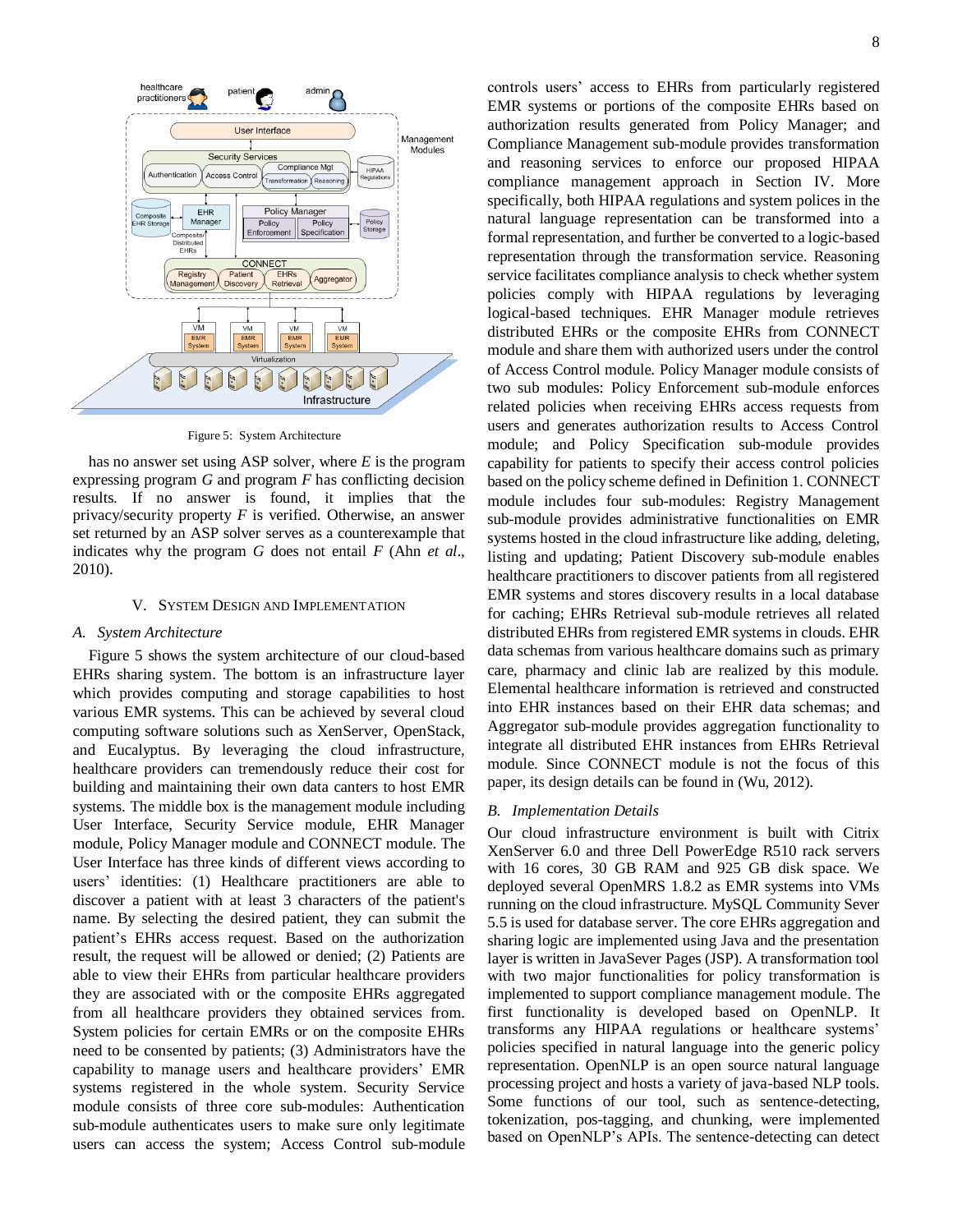Figure 5: System Architecture

has no answer set using ASP solver, where $E$ is the program expressing program $G$ and program $F$ has conflicting decision results. If no answer is found, it implies that the privacy/security property $F$ is verified. Otherwise, an answer set returned by an ASP solver serves as a counterexample that indicates why the program $G$ does not entail $F$ (Ahn *et al*., 2010).

## V. System Design and Implementation

### *A. System Architecture*

Figure 5 shows the system architecture of our cloud-based EHRs sharing system. The bottom is an infrastructure layer which provides computing and storage capabilities to host various EMR systems. This can be achieved by several cloud computing software solutions such as XenServer, OpenStack, and Eucalyptus. By leveraging the cloud infrastructure, healthcare providers can tremendously reduce their cost for building and maintaining their own data canters to host EMR systems. The middle box is the management module including User Interface, Security Service module, EHR Manager module, Policy Manager module and CONNECT module. The User Interface has three kinds of different views according to users' identities: (1) Healthcare practitioners are able to discover a patient with at least 3 characters of the patient's name. By selecting the desired patient, they can submit the patient's EHRs access request. Based on the authorization result, the request will be allowed or denied; (2) Patients are able to view their EHRs from particular healthcare providers they are associated with or the composite EHRs aggregated from all healthcare providers they obtained services from. System policies for certain EMRs or on the composite EHRs need to be consented by patients; (3) Administrators have the capability to manage users and healthcare providers' EMR systems registered in the whole system. Security Service module consists of three core sub-modules: Authentication sub-module authenticates users to make sure only legitimate users can access the system; Access Control sub-module controls users' access to EHRs from particularly registered EMR systems or portions of the composite EHRs based on authorization results generated from Policy Manager; and Compliance Management sub-module provides transformation and reasoning services to enforce our proposed HIPAA compliance management approach in Section IV. More specifically, both HIPAA regulations and system polices in the natural language representation can be transformed into a formal representation, and further be converted to a logic-based representation through the transformation service. Reasoning service facilitates compliance analysis to check whether system policies comply with HIPAA regulations by leveraging logical-based techniques. EHR Manager module retrieves distributed EHRs or the composite EHRs from CONNECT module and share them with authorized users under the control of Access Control module. Policy Manager module consists of two sub modules: Policy Enforcement sub-module enforces related policies when receiving EHRs access requests from users and generates authorization results to Access Control module; and Policy Specification sub-module provides capability for patients to specify their access control policies based on the policy scheme defined in Definition 1. CONNECT module includes four sub-modules: Registry Management sub-module provides administrative functionalities on EMR systems hosted in the cloud infrastructure like adding, deleting, listing and updating; Patient Discovery sub-module enables healthcare practitioners to discover patients from all registered EMR systems and stores discovery results in a local database for caching; EHRs Retrieval sub-module retrieves all related distributed EHRs from registered EMR systems in clouds. EHR data schemas from various healthcare domains such as primary care, pharmacy and clinic lab are realized by this module. Elemental healthcare information is retrieved and constructed into EHR instances based on their EHR data schemas; and Aggregator sub-module provides aggregation functionality to integrate all distributed EHR instances from EHRs Retrieval module. Since CONNECT module is not the focus of this paper, its design details can be found in (Wu, 2012).

### *B. Implementation Details*

Our cloud infrastructure environment is built with Citrix XenServer 6.0 and three Dell PowerEdge R510 rack servers with 16 cores, 30 GB RAM and 925 GB disk space. We deployed several OpenMRS 1.8.2 as EMR systems into VMs running on the cloud infrastructure. MySQL Community Sever 5.5 is used for database server. The core EHRs aggregation and sharing logic are implemented using Java and the presentation layer is written in JavaSever Pages (JSP). A transformation tool with two major functionalities for policy transformation is implemented to support compliance management module. The first functionality is developed based on OpenNLP. It transforms any HIPAA regulations or healthcare systems' policies specified in natural language into the generic policy representation. OpenNLP is an open source natural language processing project and hosts a variety of java-based NLP tools. Some functions of our tool, such as sentence-detecting, tokenization, pos-tagging, and chunking, were implemented based on OpenNLP's APIs. The sentence-detecting can detect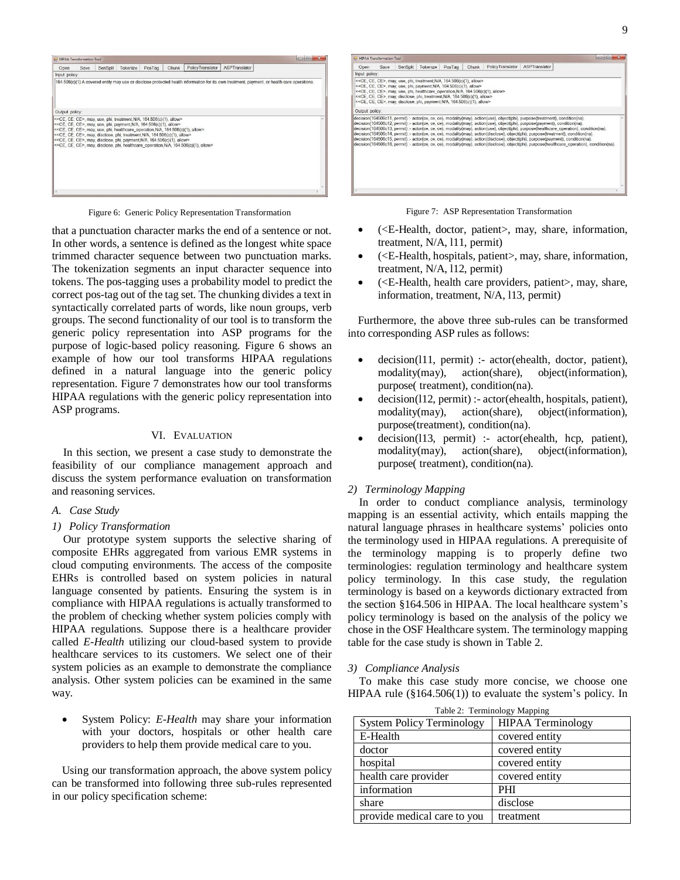Figure 6: Generic Policy Representation Transformation

Figure 7: ASP Representation Transformation

that a punctuation character marks the end of a sentence or not. In other words, a sentence is defined as the longest white space trimmed character sequence between two punctuation marks. The tokenization segments an input character sequence into tokens. The pos-tagging uses a probability model to predict the correct pos-tag out of the tag set. The chunking divides a text in syntactically correlated parts of words, like noun groups, verb groups. The second functionality of our tool is to transform the generic policy representation into ASP programs for the purpose of logic-based policy reasoning. Figure 6 shows an example of how our tool transforms HIPAA regulations defined in a natural language into the generic policy representation. Figure 7 demonstrates how our tool transforms HIPAA regulations with the generic policy representation into ASP programs.

## VI. Evaluation

In this section, we present a case study to demonstrate the feasibility of our compliance management approach and discuss the system performance evaluation on transformation and reasoning services.

### A. Case Study

#### 1) Policy Transformation

Our prototype system supports the selective sharing of composite EHRs aggregated from various EMR systems in cloud computing environments. The access of the composite EHRs is controlled based on system policies in natural language consented by patients. Ensuring the system is in compliance with HIPAA regulations is actually transformed to the problem of checking whether system policies comply with HIPAA regulations. Suppose there is a healthcare provider called *E-Health* utilizing our cloud-based system to provide healthcare services to its customers. We select one of their system policies as an example to demonstrate the compliance analysis. Other system policies can be examined in the same way.

- System Policy: *E-Health* may share your information with your doctors, hospitals or other health care providers to help them provide medical care to you.

Using our transformation approach, the above system policy can be transformed into following three sub-rules represented in our policy specification scheme:

- (<E-Health, doctor, patient>, may, share, information, treatment, N/A, l11, permit)
- (<E-Health, hospitals, patient>, may, share, information, treatment, N/A, l12, permit)
- (<E-Health, health care providers, patient>, may, share, information, treatment, N/A, l13, permit)

Furthermore, the above three sub-rules can be transformed into corresponding ASP rules as follows:

- decision(l11, permit) :- actor(ehealth, doctor, patient), modality(may), action(share), object(information), purpose( treatment), condition(na).
- decision(l12, permit) :- actor(ehealth, hospitals, patient), modality(may), action(share), object(information), purpose(treatment), condition(na).
- decision(l13, permit) :- actor(ehealth, hcp, patient), modality(may), action(share), object(information), purpose( treatment), condition(na).

#### 2) Terminology Mapping

In order to conduct compliance analysis, terminology mapping is an essential activity, which entails mapping the natural language phrases in healthcare systems' policies onto the terminology used in HIPAA regulations. A prerequisite of the terminology mapping is to properly define two terminologies: regulation terminology and healthcare system policy terminology. In this case study, the regulation terminology is based on a keywords dictionary extracted from the section §164.506 in HIPAA. The local healthcare system's policy terminology is based on the analysis of the policy we chose in the OSF Healthcare system. The terminology mapping table for the case study is shown in Table 2.

#### 3) Compliance Analysis

To make this case study more concise, we choose one HIPAA rule (§164.506(1)) to evaluate the system's policy. In

Table 2: Terminology Mapping

| System Policy Terminology | HIPAA Terminology |
|---|---|
| E-Health | covered entity |
| doctor | covered entity |
| hospital | covered entity |
| health care provider | covered entity |
| information | PHI |
| share | disclose |
| provide medical care to you | treatment |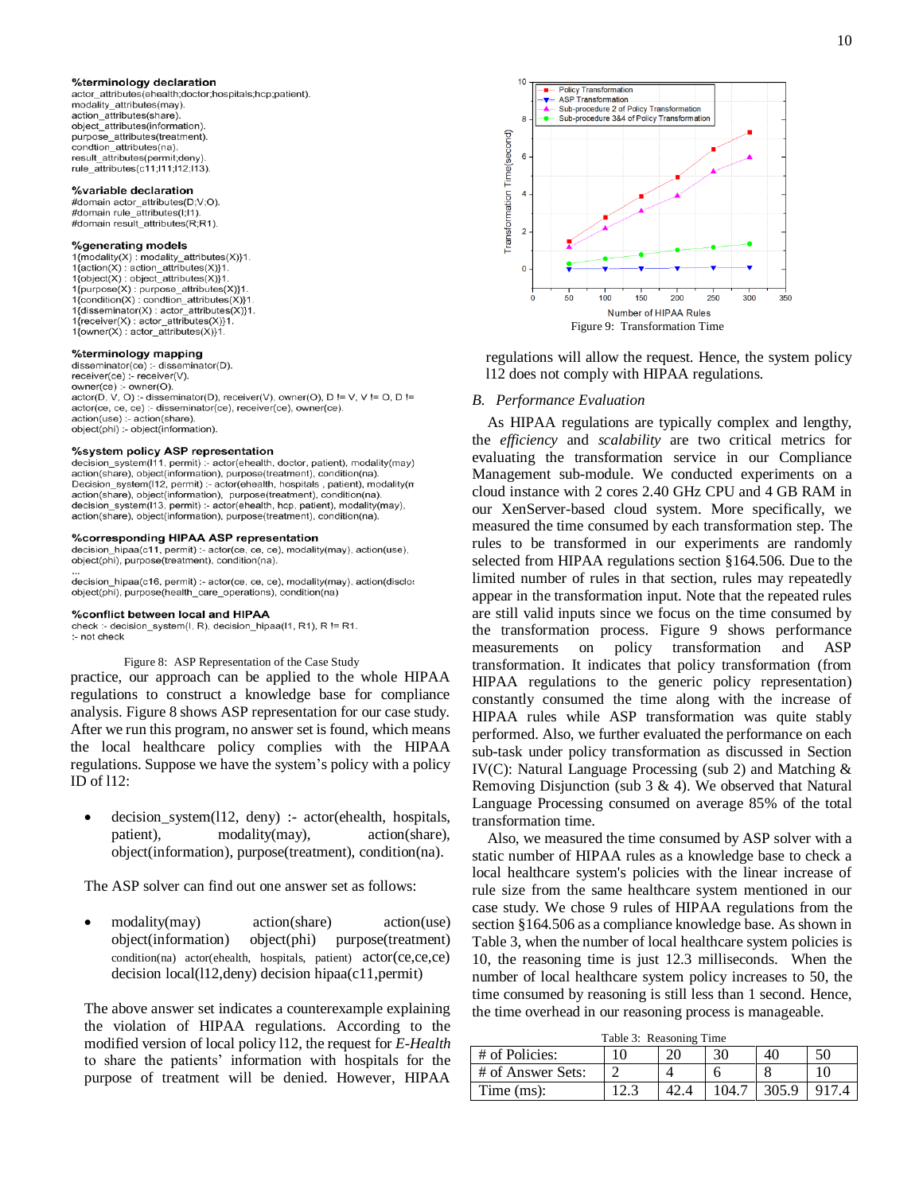```
%terminology declaration
actor_attributes(ehealth;doctor;hospitals;hcp;patient).
modality_attributes(may).
action_attributes(share).
object_attributes(information).
purpose_attributes(treatment).
condtion_attributes(na).
result_attributes(permit;deny).
rule_attributes(c11;l11;l12;l13).

%variable declaration
#domain actor_attributes(D;V;O).
#domain rule_attributes(I;I1).
#domain result_attributes(R;R1).

%generating models
1{modality(X) : modality_attributes(X)}1.
1{action(X) : action_attributes(X)}1.
1{object(X) : object_attributes(X)}1.
1{purpose(X) : purpose_attributes(X)}1.
1{condition(X) : condtion_attributes(X)}1.
1{disseminator(X) : actor_attributes(X)}1.
1{receiver(X) : actor_attributes(X)}1.
1{owner(X) : actor_attributes(X)}1.

%terminology mapping
disseminator(ce) :- disseminator(D).
receiver(ce) :- receiver(V).
owner(ce) :- owner(O).
actor(D, V, O) :- disseminator(D), receiver(V), owner(O), D != V, V != O, D !=
actor(ce, ce, ce) :- disseminator(ce), receiver(ce), owner(ce).
action(use) :- action(share).
object(phi) :- object(information).

%system policy ASP representation
decision_system(l11, permit) :- actor(ehealth, doctor, patient), modality(may)
action(share), object(information), purpose(treatment), condition(na).
Decision_system(l12, permit) :- actor(ehealth, hospitals , patient), modality(m
action(share), object(information),  purpose(treatment), condition(na).
decision_system(l13, permit) :- actor(ehealth, hcp, patient), modality(may),
action(share), object(information), purpose(treatment), condition(na).

%corresponding HIPAA ASP representation
decision_hipaa(c11, permit) :- actor(ce, ce, ce), modality(may), action(use),
object(phi), purpose(treatment), condition(na).
...
decision_hipaa(c16, permit) :- actor(ce, ce, ce), modality(may), action(disclo
object(phi), purpose(health_care_operations), condition(na)

%conflict between local and HIPAA
check :- decision_system(I, R), decision_hipaa(I1, R1), R != R1.
:- not check
```

Figure 8: ASP Representation of the Case Study

practice, our approach can be applied to the whole HIPAA regulations to construct a knowledge base for compliance analysis. Figure 8 shows ASP representation for our case study. After we run this program, no answer set is found, which means the local healthcare policy complies with the HIPAA regulations. Suppose we have the system's policy with a policy ID of l12:

- decision_system(l12, deny) :- actor(ehealth, hospitals, patient), modality(may), action(share), object(information), purpose(treatment), condition(na).

The ASP solver can find out one answer set as follows:

- modality(may) action(share) action(use) object(information) object(phi) purpose(treatment) condition(na) actor(ehealth, hospitals, patient) actor(ce,ce,ce) decision local(l12,deny) decision hipaa(c11,permit)

The above answer set indicates a counterexample explaining the violation of HIPAA regulations. According to the modified version of local policy l12, the request for *E-Health* to share the patients' information with hospitals for the purpose of treatment will be denied. However, HIPAA regulations will allow the request. Hence, the system policy l12 does not comply with HIPAA regulations.

Figure 9: Transformation Time

## B. Performance Evaluation

As HIPAA regulations are typically complex and lengthy, the *efficiency* and *scalability* are two critical metrics for evaluating the transformation service in our Compliance Management sub-module. We conducted experiments on a cloud instance with 2 cores 2.40 GHz CPU and 4 GB RAM in our XenServer-based cloud system. More specifically, we measured the time consumed by each transformation step. The rules to be transformed in our experiments are randomly selected from HIPAA regulations section §164.506. Due to the limited number of rules in that section, rules may repeatedly appear in the transformation input. Note that the repeated rules are still valid inputs since we focus on the time consumed by the transformation process. Figure 9 shows performance measurements on policy transformation and ASP transformation. It indicates that policy transformation (from HIPAA regulations to the generic policy representation) constantly consumed the time along with the increase of HIPAA rules while ASP transformation was quite stably performed. Also, we further evaluated the performance on each sub-task under policy transformation as discussed in Section IV(C): Natural Language Processing (sub 2) and Matching & Removing Disjunction (sub 3 & 4). We observed that Natural Language Processing consumed on average 85% of the total transformation time.

Also, we measured the time consumed by ASP solver with a static number of HIPAA rules as a knowledge base to check a local healthcare system's policies with the linear increase of rule size from the same healthcare system mentioned in our case study. We chose 9 rules of HIPAA regulations from the section §164.506 as a compliance knowledge base. As shown in Table 3, when the number of local healthcare system policies is 10, the reasoning time is just 12.3 milliseconds. When the number of local healthcare system policy increases to 50, the time consumed by reasoning is still less than 1 second. Hence, the time overhead in our reasoning process is manageable.

Table 3: Reasoning Time

| # of Policies: | 10 | 20 | 30 | 40 | 50 |
|---|---|---|---|---|---|
| # of Answer Sets: | 2 | 4 | 6 | 8 | 10 |
| Time (ms): | 12.3 | 42.4 | 104.7 | 305.9 | 917.4 |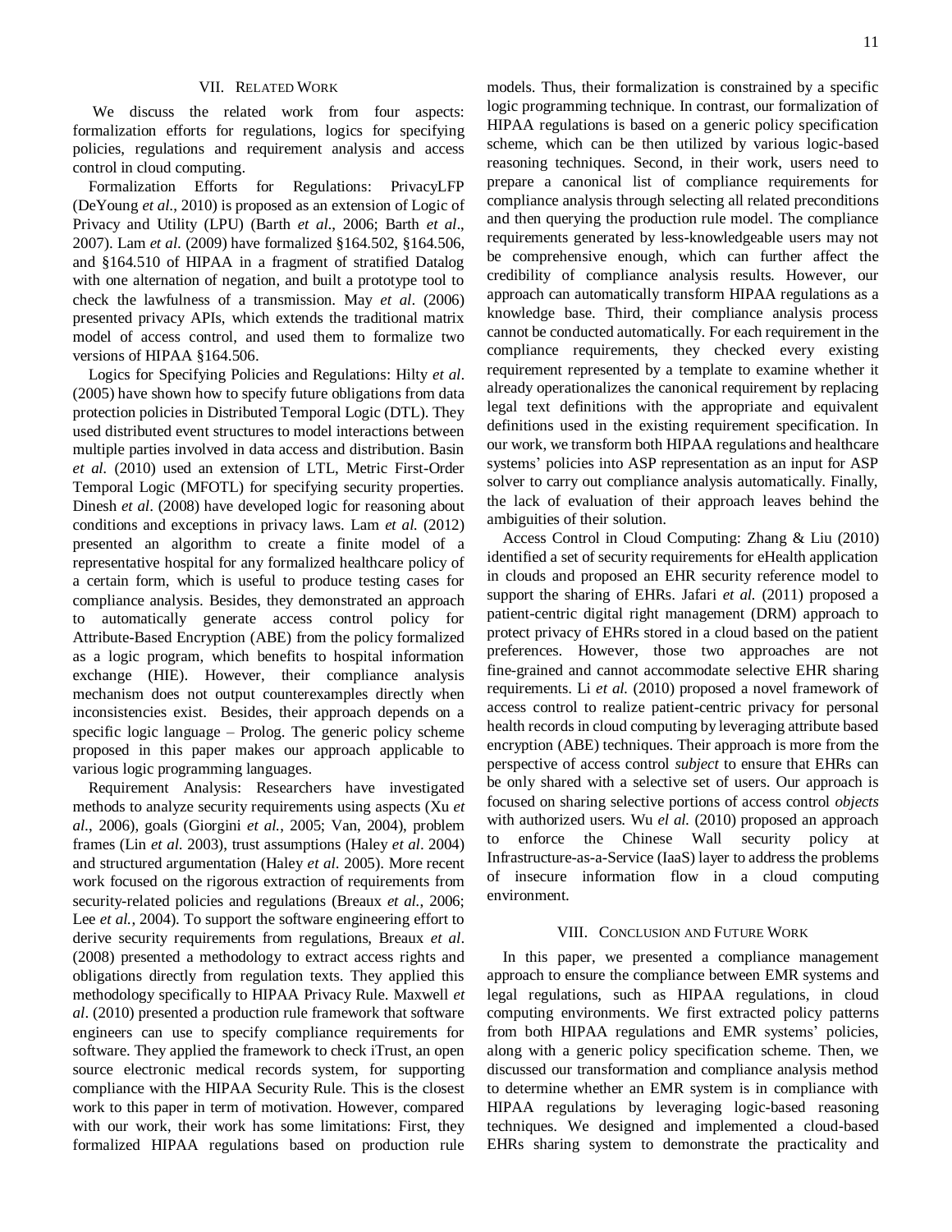## VII. RELATED WORK

We discuss the related work from four aspects: formalization efforts for regulations, logics for specifying policies, regulations and requirement analysis and access control in cloud computing.

Formalization Efforts for Regulations: PrivacyLFP (DeYoung *et al*., 2010) is proposed as an extension of Logic of Privacy and Utility (LPU) (Barth *et al*., 2006; Barth *et al*., 2007). Lam *et al*. (2009) have formalized §164.502, §164.506, and §164.510 of HIPAA in a fragment of stratified Datalog with one alternation of negation, and built a prototype tool to check the lawfulness of a transmission. May *et al*. (2006) presented privacy APIs, which extends the traditional matrix model of access control, and used them to formalize two versions of HIPAA §164.506.

Logics for Specifying Policies and Regulations: Hilty *et al*. (2005) have shown how to specify future obligations from data protection policies in Distributed Temporal Logic (DTL). They used distributed event structures to model interactions between multiple parties involved in data access and distribution. Basin *et al.* (2010) used an extension of LTL, Metric First-Order Temporal Logic (MFOTL) for specifying security properties. Dinesh *et al*. (2008) have developed logic for reasoning about conditions and exceptions in privacy laws. Lam *et al.* (2012) presented an algorithm to create a finite model of a representative hospital for any formalized healthcare policy of a certain form, which is useful to produce testing cases for compliance analysis. Besides, they demonstrated an approach to automatically generate access control policy for Attribute-Based Encryption (ABE) from the policy formalized as a logic program, which benefits to hospital information exchange (HIE). However, their compliance analysis mechanism does not output counterexamples directly when inconsistencies exist. Besides, their approach depends on a specific logic language – Prolog. The generic policy scheme proposed in this paper makes our approach applicable to various logic programming languages.

Requirement Analysis: Researchers have investigated methods to analyze security requirements using aspects (Xu *et al*., 2006), goals (Giorgini *et al.*, 2005; Van, 2004), problem frames (Lin *et al*. 2003), trust assumptions (Haley *et al*. 2004) and structured argumentation (Haley *et al*. 2005). More recent work focused on the rigorous extraction of requirements from security-related policies and regulations (Breaux *et al.*, 2006; Lee *et al.*, 2004). To support the software engineering effort to derive security requirements from regulations, Breaux *et al*. (2008) presented a methodology to extract access rights and obligations directly from regulation texts. They applied this methodology specifically to HIPAA Privacy Rule. Maxwell *et al*. (2010) presented a production rule framework that software engineers can use to specify compliance requirements for software. They applied the framework to check iTrust, an open source electronic medical records system, for supporting compliance with the HIPAA Security Rule. This is the closest work to this paper in term of motivation. However, compared with our work, their work has some limitations: First, they formalized HIPAA regulations based on production rule models. Thus, their formalization is constrained by a specific logic programming technique. In contrast, our formalization of HIPAA regulations is based on a generic policy specification scheme, which can be then utilized by various logic-based reasoning techniques. Second, in their work, users need to prepare a canonical list of compliance requirements for compliance analysis through selecting all related preconditions and then querying the production rule model. The compliance requirements generated by less-knowledgeable users may not be comprehensive enough, which can further affect the credibility of compliance analysis results. However, our approach can automatically transform HIPAA regulations as a knowledge base. Third, their compliance analysis process cannot be conducted automatically. For each requirement in the compliance requirements, they checked every existing requirement represented by a template to examine whether it already operationalizes the canonical requirement by replacing legal text definitions with the appropriate and equivalent definitions used in the existing requirement specification. In our work, we transform both HIPAA regulations and healthcare systems' policies into ASP representation as an input for ASP solver to carry out compliance analysis automatically. Finally, the lack of evaluation of their approach leaves behind the ambiguities of their solution.

Access Control in Cloud Computing: Zhang & Liu (2010) identified a set of security requirements for eHealth application in clouds and proposed an EHR security reference model to support the sharing of EHRs. Jafari *et al.* (2011) proposed a patient-centric digital right management (DRM) approach to protect privacy of EHRs stored in a cloud based on the patient preferences. However, those two approaches are not fine-grained and cannot accommodate selective EHR sharing requirements. Li *et al.* (2010) proposed a novel framework of access control to realize patient-centric privacy for personal health records in cloud computing by leveraging attribute based encryption (ABE) techniques. Their approach is more from the perspective of access control *subject* to ensure that EHRs can be only shared with a selective set of users. Our approach is focused on sharing selective portions of access control *objects* with authorized users. Wu *el al.* (2010) proposed an approach to enforce the Chinese Wall security policy at Infrastructure-as-a-Service (IaaS) layer to address the problems of insecure information flow in a cloud computing environment.

## VIII. CONCLUSION AND FUTURE WORK

In this paper, we presented a compliance management approach to ensure the compliance between EMR systems and legal regulations, such as HIPAA regulations, in cloud computing environments. We first extracted policy patterns from both HIPAA regulations and EMR systems' policies, along with a generic policy specification scheme. Then, we discussed our transformation and compliance analysis method to determine whether an EMR system is in compliance with HIPAA regulations by leveraging logic-based reasoning techniques. We designed and implemented a cloud-based EHRs sharing system to demonstrate the practicality and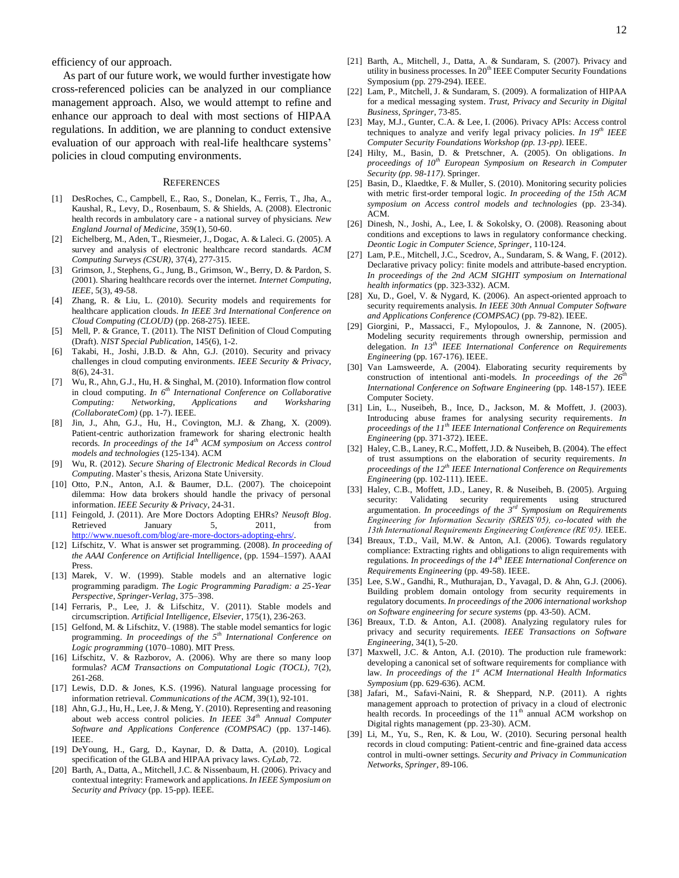efficiency of our approach.

As part of our future work, we would further investigate how cross-referenced policies can be analyzed in our compliance management approach. Also, we would attempt to refine and enhance our approach to deal with most sections of HIPAA regulations. In addition, we are planning to conduct extensive evaluation of our approach with real-life healthcare systems' policies in cloud computing environments.

## References

[1] DesRoches, C., Campbell, E., Rao, S., Donelan, K., Ferris, T., Jha, A., Kaushal, R., Levy, D., Rosenbaum, S. & Shields, A. (2008). Electronic health records in ambulatory care - a national survey of physicians. *New England Journal of Medicine*, 359(1), 50-60.

[2] Eichelberg, M., Aden, T., Riesmeier, J., Dogac, A. & Laleci. G. (2005). A survey and analysis of electronic healthcare record standards. *ACM Computing Surveys (CSUR)*, 37(4), 277-315.

[3] Grimson, J., Stephens, G., Jung, B., Grimson, W., Berry, D. & Pardon, S. (2001). Sharing healthcare records over the internet. *Internet Computing, IEEE*, 5(3), 49-58.

[4] Zhang, R. & Liu, L. (2010). Security models and requirements for healthcare application clouds. *In IEEE 3rd International Conference on Cloud Computing (CLOUD)* (pp. 268-275). IEEE.

[5] Mell, P. & Grance, T. (2011). The NIST Definition of Cloud Computing (Draft). *NIST Special Publication*, 145(6), 1-2.

[6] Takabi, H., Joshi, J.B.D. & Ahn, G.J. (2010). Security and privacy challenges in cloud computing environments. *IEEE Security & Privacy*, 8(6), 24-31.

[7] Wu, R., Ahn, G.J., Hu, H. & Singhal, M. (2010). Information flow control in cloud computing. *In 6th International Conference on Collaborative Computing: Networking, Applications and Worksharing (CollaborateCom)* (pp. 1-7). IEEE.

[8] Jin, J., Ahn, G.J., Hu, H., Covington, M.J. & Zhang, X. (2009). Patient-centric authorization framework for sharing electronic health records. *In proceedings of the 14th ACM symposium on Access control models and technologies* (125-134). ACM

[9] Wu, R. (2012). *Secure Sharing of Electronic Medical Records in Cloud Computing*. Master's thesis, Arizona State University.

[10] Otto, P.N., Anton, A.I. & Baumer, D.L. (2007). The choicepoint dilemma: How data brokers should handle the privacy of personal information. *IEEE Security & Privacy*, 24-31.

[11] Feingold, J. (2011). Are More Doctors Adopting EHRs? *Neusoft Blog*. Retrieved January 5, 2011, from http://www.nuesoft.com/blog/are-more-doctors-adopting-ehrs/.

[12] Lifschitz, V. What is answer set programming. (2008). *In proceeding of the AAAI Conference on Artificial Intelligence*, (pp. 1594–1597). AAAI Press.

[13] Marek, V. W. (1999). Stable models and an alternative logic programming paradigm. *The Logic Programming Paradigm: a 25-Year Perspective, Springer-Verlag*, 375–398.

[14] Ferraris, P., Lee, J. & Lifschitz, V. (2011). Stable models and circumscription. *Artificial Intelligence, Elsevier*, 175(1), 236-263.

[15] Gelfond, M. & Lifschitz, V. (1988). The stable model semantics for logic programming. *In proceedings of the 5th International Conference on Logic programming* (1070–1080). MIT Press.

[16] Lifschitz, V. & Razborov, A. (2006). Why are there so many loop formulas? *ACM Transactions on Computational Logic (TOCL)*, 7(2), 261-268.

[17] Lewis, D.D. & Jones, K.S. (1996). Natural language processing for information retrieval. *Communications of the ACM*, 39(1), 92-101.

[18] Ahn, G.J., Hu, H., Lee, J. & Meng, Y. (2010). Representing and reasoning about web access control policies. *In IEEE 34th Annual Computer Software and Applications Conference (COMPSAC)* (pp. 137-146). IEEE.

[19] DeYoung, H., Garg, D., Kaynar, D. & Datta, A. (2010). Logical specification of the GLBA and HIPAA privacy laws. *CyLab*, 72.

[20] Barth, A., Datta, A., Mitchell, J.C. & Nissenbaum, H. (2006). Privacy and contextual integrity: Framework and applications. *In IEEE Symposium on Security and Privacy* (pp. 15-pp). IEEE.

[21] Barth, A., Mitchell, J., Datta, A. & Sundaram, S. (2007). Privacy and utility in business processes. In 20th IEEE Computer Security Foundations Symposium (pp. 279-294). IEEE.

[22] Lam, P., Mitchell, J. & Sundaram, S. (2009). A formalization of HIPAA for a medical messaging system. *Trust, Privacy and Security in Digital Business, Springer*, 73-85.

[23] May, M.J., Gunter, C.A. & Lee, I. (2006). Privacy APIs: Access control techniques to analyze and verify legal privacy policies. *In 19th IEEE Computer Security Foundations Workshop (pp. 13-pp)*. IEEE.

[24] Hilty, M., Basin, D. & Pretschner, A. (2005). On obligations. *In proceedings of 10th European Symposium on Research in Computer Security (pp. 98-117)*. Springer.

[25] Basin, D., Klaedtke, F. & Muller, S. (2010). Monitoring security policies with metric first-order temporal logic. *In proceeding of the 15th ACM symposium on Access control models and technologies* (pp. 23-34). ACM.

[26] Dinesh, N., Joshi, A., Lee, I. & Sokolsky, O. (2008). Reasoning about conditions and exceptions to laws in regulatory conformance checking. *Deontic Logic in Computer Science, Springer*, 110-124.

[27] Lam, P.E., Mitchell, J.C., Scedrov, A., Sundaram, S. & Wang, F. (2012). Declarative privacy policy: finite models and attribute-based encryption. *In proceedings of the 2nd ACM SIGHIT symposium on International health informatics* (pp. 323-332). ACM.

[28] Xu, D., Goel, V. & Nygard, K. (2006). An aspect-oriented approach to security requirements analysis. *In IEEE 30th Annual Computer Software and Applications Conference (COMPSAC)* (pp. 79-82). IEEE.

[29] Giorgini, P., Massacci, F., Mylopoulos, J. & Zannone, N. (2005). Modeling security requirements through ownership, permission and delegation. *In 13th IEEE International Conference on Requirements Engineering* (pp. 167-176). IEEE.

[30] Van Lamsweerde, A. (2004). Elaborating security requirements by construction of intentional anti-models. *In proceedings of the 26th International Conference on Software Engineering* (pp. 148-157). IEEE Computer Society.

[31] Lin, L., Nuseibeh, B., Ince, D., Jackson, M. & Moffett, J. (2003). Introducing abuse frames for analysing security requirements. *In proceedings of the 11th IEEE International Conference on Requirements Engineering* (pp. 371-372). IEEE.

[32] Haley, C.B., Laney, R.C., Moffett, J.D. & Nuseibeh, B. (2004). The effect of trust assumptions on the elaboration of security requirements. *In proceedings of the 12th IEEE International Conference on Requirements Engineering* (pp. 102-111). IEEE.

[33] Haley, C.B., Moffett, J.D., Laney, R. & Nuseibeh, B. (2005). Arguing security: Validating security requirements using structured argumentation. *In proceedings of the 3rd Symposium on Requirements Engineering for Information Security (SREIS'05), co-located with the 13th International Requirements Engineering Conference (RE'05)*. IEEE.

[34] Breaux, T.D., Vail, M.W. & Anton, A.I. (2006). Towards regulatory compliance: Extracting rights and obligations to align requirements with regulations. *In proceedings of the 14th IEEE International Conference on Requirements Engineering* (pp. 49-58). IEEE.

[35] Lee, S.W., Gandhi, R., Muthurajan, D., Yavagal, D. & Ahn, G.J. (2006). Building problem domain ontology from security requirements in regulatory documents. *In proceedings of the 2006 international workshop on Software engineering for secure systems* (pp. 43-50). ACM.

[36] Breaux, T.D. & Anton, A.I. (2008). Analyzing regulatory rules for privacy and security requirements. *IEEE Transactions on Software Engineering*, 34(1), 5-20.

[37] Maxwell, J.C. & Anton, A.I. (2010). The production rule framework: developing a canonical set of software requirements for compliance with law. *In proceedings of the 1st ACM International Health Informatics Symposium* (pp. 629-636). ACM.

[38] Jafari, M., Safavi-Naini, R. & Sheppard, N.P. (2011). A rights management approach to protection of privacy in a cloud of electronic health records. In proceedings of the 11th annual ACM workshop on Digital rights management (pp. 23-30). ACM.

[39] Li, M., Yu, S., Ren, K. & Lou, W. (2010). Securing personal health records in cloud computing: Patient-centric and fine-grained data access control in multi-owner settings. *Security and Privacy in Communication Networks, Springer*, 89-106.